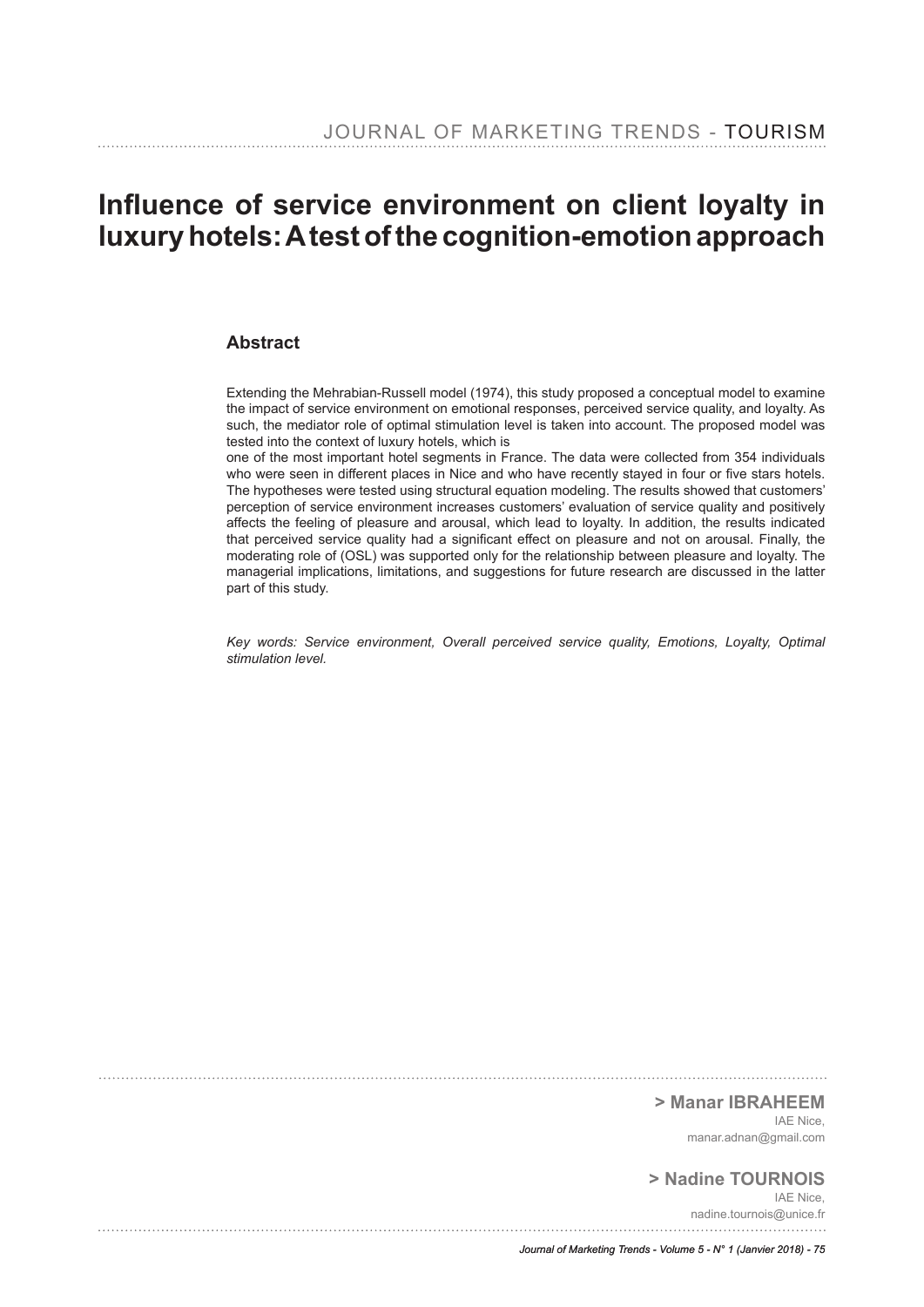# Influence of service environment on client loyalty in luxury hotels: A test of the cognition-emotion approach

## Abstract

Extending the Mehrabian-Russell model (1974), this study proposed a conceptual model to examine the impact of service environment on emotional responses, perceived service quality, and loyalty. As such, the mediator role of optimal stimulation level is taken into account. The proposed model was tested into the context of luxury hotels, which is

one of the most important hotel segments in France. The data were collected from 354 individuals who were seen in different places in Nice and who have recently stayed in four or five stars hotels. The hypotheses were tested using structural equation modeling. The results showed that customers' perception of service environment increases customers' evaluation of service quality and positively affects the feeling of pleasure and arousal, which lead to loyalty. In addition, the results indicated that perceived service quality had a significant effect on pleasure and not on arousal. Finally, the moderating role of (OSL) was supported only for the relationship between pleasure and loyalty. The managerial implications, limitations, and suggestions for future research are discussed in the latter part of this study.

*Key words: Service environment, Overall perceived service quality, Emotions, Loyalty, Optimal stimulation level.*

**> Manar IBRAHEEM**
IAE Nice,
manar.adnan@gmail.com

**> Nadine TOURNOIS**
IAE Nice,
nadine.tournois@unice.fr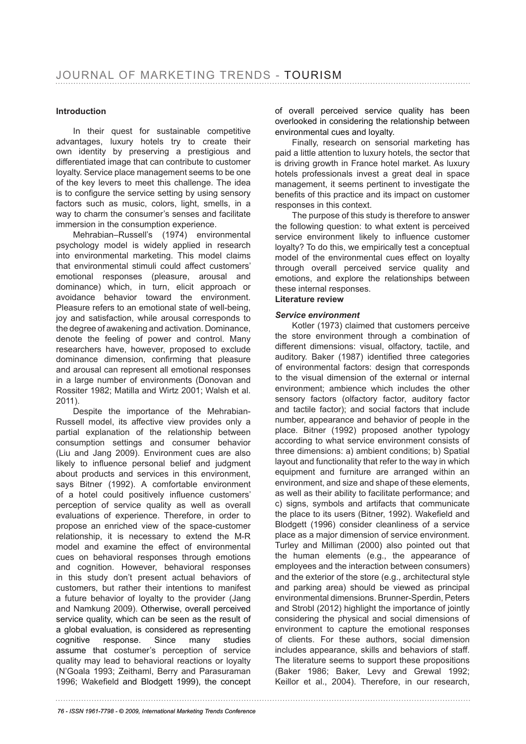## Introduction

In their quest for sustainable competitive advantages, luxury hotels try to create their own identity by preserving a prestigious and differentiated image that can contribute to customer loyalty. Service place management seems to be one of the key levers to meet this challenge. The idea is to configure the service setting by using sensory factors such as music, colors, light, smells, in a way to charm the consumer's senses and facilitate immersion in the consumption experience.

Mehrabian–Russell's (1974) environmental psychology model is widely applied in research into environmental marketing. This model claims that environmental stimuli could affect customers' emotional responses (pleasure, arousal and dominance) which, in turn, elicit approach or avoidance behavior toward the environment. Pleasure refers to an emotional state of well-being, joy and satisfaction, while arousal corresponds to the degree of awakening and activation. Dominance, denote the feeling of power and control. Many researchers have, however, proposed to exclude dominance dimension, confirming that pleasure and arousal can represent all emotional responses in a large number of environments (Donovan and Rossiter 1982; Matilla and Wirtz 2001; Walsh et al. 2011).

Despite the importance of the Mehrabian-Russell model, its affective view provides only a partial explanation of the relationship between consumption settings and consumer behavior (Liu and Jang 2009). Environment cues are also likely to influence personal belief and judgment about products and services in this environment, says Bitner (1992). A comfortable environment of a hotel could positively influence customers' perception of service quality as well as overall evaluations of experience. Therefore, in order to propose an enriched view of the space-customer relationship, it is necessary to extend the M-R model and examine the effect of environmental cues on behavioral responses through emotions and cognition. However, behavioral responses in this study don't present actual behaviors of customers, but rather their intentions to manifest a future behavior of loyalty to the provider (Jang and Namkung 2009). Otherwise, overall perceived service quality, which can be seen as the result of a global evaluation, is considered as representing cognitive response. Since many studies assume that costumer's perception of service quality may lead to behavioral reactions or loyalty (N'Goala 1993; Zeithaml, Berry and Parasuraman 1996; Wakefield and Blodgett 1999), the concept of overall perceived service quality has been overlooked in considering the relationship between environmental cues and loyalty.

Finally, research on sensorial marketing has paid a little attention to luxury hotels, the sector that is driving growth in France hotel market. As luxury hotels professionals invest a great deal in space management, it seems pertinent to investigate the benefits of this practice and its impact on customer responses in this context.

The purpose of this study is therefore to answer the following question: to what extent is perceived service environment likely to influence customer loyalty? To do this, we empirically test a conceptual model of the environmental cues effect on loyalty through overall perceived service quality and emotions, and explore the relationships between these internal responses.

## Literature review

### *Service environment*

Kotler (1973) claimed that customers perceive the store environment through a combination of different dimensions: visual, olfactory, tactile, and auditory. Baker (1987) identified three categories of environmental factors: design that corresponds to the visual dimension of the external or internal environment; ambience which includes the other sensory factors (olfactory factor, auditory factor and tactile factor); and social factors that include number, appearance and behavior of people in the place. Bitner (1992) proposed another typology according to what service environment consists of three dimensions: a) ambient conditions; b) Spatial layout and functionality that refer to the way in which equipment and furniture are arranged within an environment, and size and shape of these elements, as well as their ability to facilitate performance; and c) signs, symbols and artifacts that communicate the place to its users (Bitner, 1992). Wakefield and Blodgett (1996) consider cleanliness of a service place as a major dimension of service environment. Turley and Milliman (2000) also pointed out that the human elements (e.g., the appearance of employees and the interaction between consumers) and the exterior of the store (e.g., architectural style and parking area) should be viewed as principal environmental dimensions. Brunner-Sperdin, Peters and Strobl (2012) highlight the importance of jointly considering the physical and social dimensions of environment to capture the emotional responses of clients. For these authors, social dimension includes appearance, skills and behaviors of staff. The literature seems to support these propositions (Baker 1986; Baker, Levy and Grewal 1992; Keillor et al., 2004). Therefore, in our research,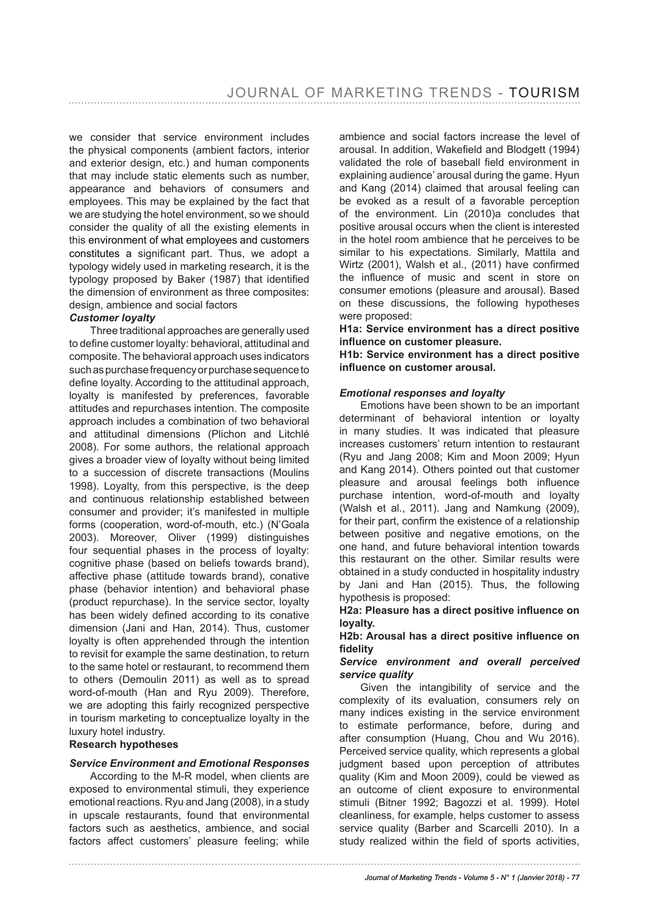we consider that service environment includes the physical components (ambient factors, interior and exterior design, etc.) and human components that may include static elements such as number, appearance and behaviors of consumers and employees. This may be explained by the fact that we are studying the hotel environment, so we should consider the quality of all the existing elements in this environment of what employees and customers constitutes a significant part. Thus, we adopt a typology widely used in marketing research, it is the typology proposed by Baker (1987) that identified the dimension of environment as three composites: design, ambience and social factors

***Customer loyalty***

Three traditional approaches are generally used to define customer loyalty: behavioral, attitudinal and composite. The behavioral approach uses indicators such as purchase frequency or purchase sequence to define loyalty. According to the attitudinal approach, loyalty is manifested by preferences, favorable attitudes and repurchases intention. The composite approach includes a combination of two behavioral and attitudinal dimensions (Plichon and Litchlé 2008). For some authors, the relational approach gives a broader view of loyalty without being limited to a succession of discrete transactions (Moulins 1998). Loyalty, from this perspective, is the deep and continuous relationship established between consumer and provider; it's manifested in multiple forms (cooperation, word-of-mouth, etc.) (N'Goala 2003). Moreover, Oliver (1999) distinguishes four sequential phases in the process of loyalty: cognitive phase (based on beliefs towards brand), affective phase (attitude towards brand), conative phase (behavior intention) and behavioral phase (product repurchase). In the service sector, loyalty has been widely defined according to its conative dimension (Jani and Han, 2014). Thus, customer loyalty is often apprehended through the intention to revisit for example the same destination, to return to the same hotel or restaurant, to recommend them to others (Demoulin 2011) as well as to spread word-of-mouth (Han and Ryu 2009). Therefore, we are adopting this fairly recognized perspective in tourism marketing to conceptualize loyalty in the luxury hotel industry.

**Research hypotheses**

***Service Environment and Emotional Responses***

According to the M-R model, when clients are exposed to environmental stimuli, they experience emotional reactions. Ryu and Jang (2008), in a study in upscale restaurants, found that environmental factors such as aesthetics, ambience, and social factors affect customers' pleasure feeling; while ambience and social factors increase the level of arousal. In addition, Wakefield and Blodgett (1994) validated the role of baseball field environment in explaining audience' arousal during the game. Hyun and Kang (2014) claimed that arousal feeling can be evoked as a result of a favorable perception of the environment. Lin (2010)a concludes that positive arousal occurs when the client is interested in the hotel room ambience that he perceives to be similar to his expectations. Similarly, Mattila and Wirtz (2001), Walsh et al., (2011) have confirmed the influence of music and scent in store on consumer emotions (pleasure and arousal). Based on these discussions, the following hypotheses were proposed:

**H1a: Service environment has a direct positive influence on customer pleasure.**

**H1b: Service environment has a direct positive influence on customer arousal.**

***Emotional responses and loyalty***

Emotions have been shown to be an important determinant of behavioral intention or loyalty in many studies. It was indicated that pleasure increases customers' return intention to restaurant (Ryu and Jang 2008; Kim and Moon 2009; Hyun and Kang 2014). Others pointed out that customer pleasure and arousal feelings both influence purchase intention, word-of-mouth and loyalty (Walsh et al., 2011). Jang and Namkung (2009), for their part, confirm the existence of a relationship between positive and negative emotions, on the one hand, and future behavioral intention towards this restaurant on the other. Similar results were obtained in a study conducted in hospitality industry by Jani and Han (2015). Thus, the following hypothesis is proposed:

**H2a: Pleasure has a direct positive influence on loyalty.**

**H2b: Arousal has a direct positive influence on fidelity**

***Service environment and overall perceived service quality***

Given the intangibility of service and the complexity of its evaluation, consumers rely on many indices existing in the service environment to estimate performance, before, during and after consumption (Huang, Chou and Wu 2016). Perceived service quality, which represents a global judgment based upon perception of attributes quality (Kim and Moon 2009), could be viewed as an outcome of client exposure to environmental stimuli (Bitner 1992; Bagozzi et al. 1999). Hotel cleanliness, for example, helps customer to assess service quality (Barber and Scarcelli 2010). In a study realized within the field of sports activities,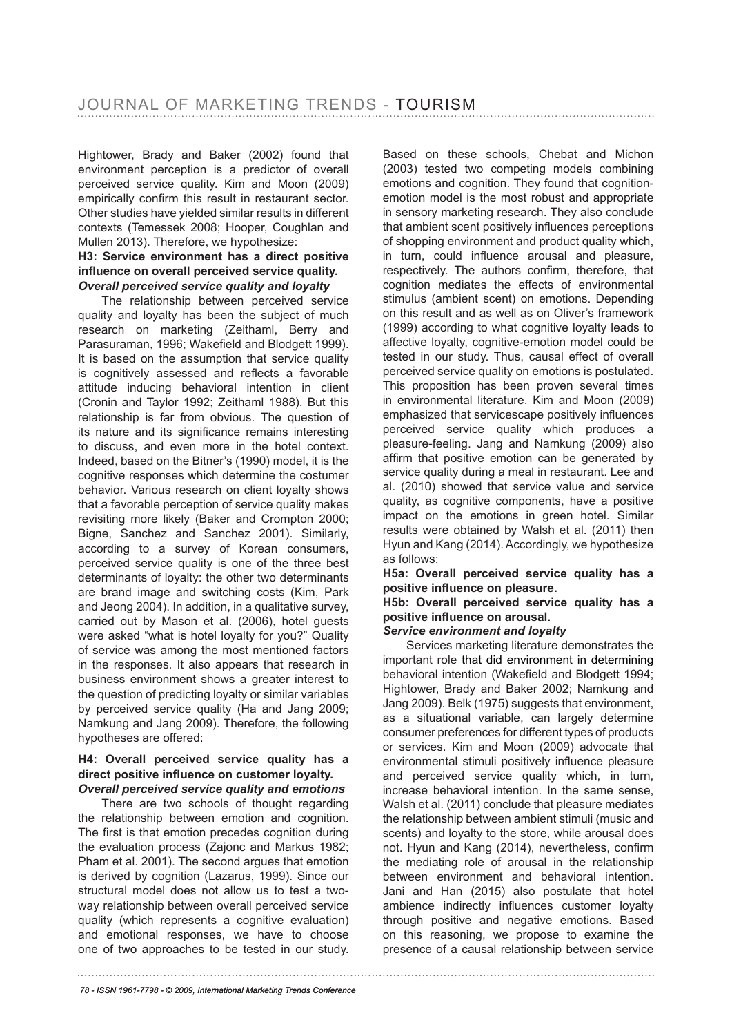Hightower, Brady and Baker (2002) found that environment perception is a predictor of overall perceived service quality. Kim and Moon (2009) empirically confirm this result in restaurant sector. Other studies have yielded similar results in different contexts (Temessek 2008; Hooper, Coughlan and Mullen 2013). Therefore, we hypothesize:

**H3: Service environment has a direct positive influence on overall perceived service quality.**

***Overall perceived service quality and loyalty***

The relationship between perceived service quality and loyalty has been the subject of much research on marketing (Zeithaml, Berry and Parasuraman, 1996; Wakefield and Blodgett 1999). It is based on the assumption that service quality is cognitively assessed and reflects a favorable attitude inducing behavioral intention in client (Cronin and Taylor 1992; Zeithaml 1988). But this relationship is far from obvious. The question of its nature and its significance remains interesting to discuss, and even more in the hotel context. Indeed, based on the Bitner's (1990) model, it is the cognitive responses which determine the costumer behavior. Various research on client loyalty shows that a favorable perception of service quality makes revisiting more likely (Baker and Crompton 2000; Bigne, Sanchez and Sanchez 2001). Similarly, according to a survey of Korean consumers, perceived service quality is one of the three best determinants of loyalty: the other two determinants are brand image and switching costs (Kim, Park and Jeong 2004). In addition, in a qualitative survey, carried out by Mason et al. (2006), hotel guests were asked "what is hotel loyalty for you?" Quality of service was among the most mentioned factors in the responses. It also appears that research in business environment shows a greater interest to the question of predicting loyalty or similar variables by perceived service quality (Ha and Jang 2009; Namkung and Jang 2009). Therefore, the following hypotheses are offered:

**H4: Overall perceived service quality has a direct positive influence on customer loyalty.**

***Overall perceived service quality and emotions***

There are two schools of thought regarding the relationship between emotion and cognition. The first is that emotion precedes cognition during the evaluation process (Zajonc and Markus 1982; Pham et al. 2001). The second argues that emotion is derived by cognition (Lazarus, 1999). Since our structural model does not allow us to test a two-way relationship between overall perceived service quality (which represents a cognitive evaluation) and emotional responses, we have to choose one of two approaches to be tested in our study. Based on these schools, Chebat and Michon (2003) tested two competing models combining emotions and cognition. They found that cognition-emotion model is the most robust and appropriate in sensory marketing research. They also conclude that ambient scent positively influences perceptions of shopping environment and product quality which, in turn, could influence arousal and pleasure, respectively. The authors confirm, therefore, that cognition mediates the effects of environmental stimulus (ambient scent) on emotions. Depending on this result and as well as on Oliver's framework (1999) according to what cognitive loyalty leads to affective loyalty, cognitive-emotion model could be tested in our study. Thus, causal effect of overall perceived service quality on emotions is postulated. This proposition has been proven several times in environmental literature. Kim and Moon (2009) emphasized that servicescape positively influences perceived service quality which produces a pleasure-feeling. Jang and Namkung (2009) also affirm that positive emotion can be generated by service quality during a meal in restaurant. Lee and al. (2010) showed that service value and service quality, as cognitive components, have a positive impact on the emotions in green hotel. Similar results were obtained by Walsh et al. (2011) then Hyun and Kang (2014). Accordingly, we hypothesize as follows:

**H5a: Overall perceived service quality has a positive influence on pleasure.**

**H5b: Overall perceived service quality has a positive influence on arousal.**

***Service environment and loyalty***

Services marketing literature demonstrates the important role that did environment in determining behavioral intention (Wakefield and Blodgett 1994; Hightower, Brady and Baker 2002; Namkung and Jang 2009). Belk (1975) suggests that environment, as a situational variable, can largely determine consumer preferences for different types of products or services. Kim and Moon (2009) advocate that environmental stimuli positively influence pleasure and perceived service quality which, in turn, increase behavioral intention. In the same sense, Walsh et al. (2011) conclude that pleasure mediates the relationship between ambient stimuli (music and scents) and loyalty to the store, while arousal does not. Hyun and Kang (2014), nevertheless, confirm the mediating role of arousal in the relationship between environment and behavioral intention. Jani and Han (2015) also postulate that hotel ambience indirectly influences customer loyalty through positive and negative emotions. Based on this reasoning, we propose to examine the presence of a causal relationship between service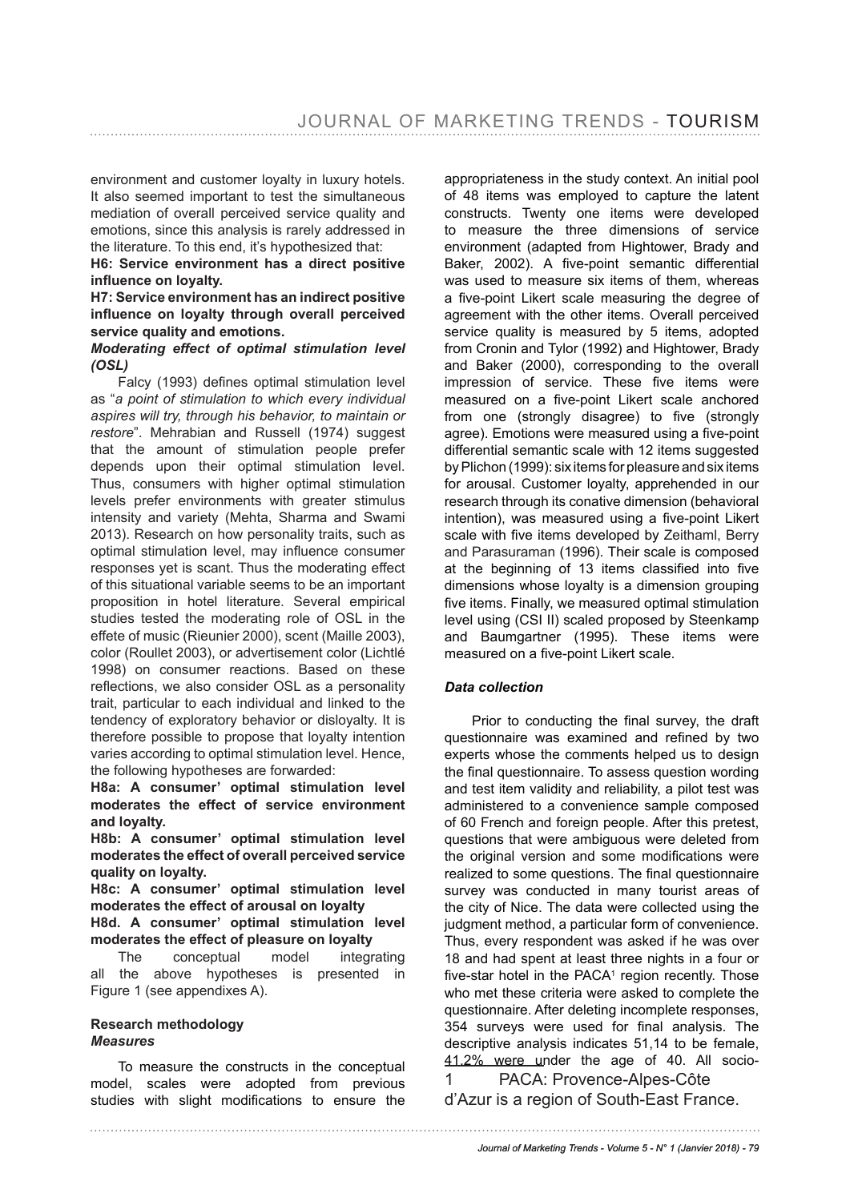environment and customer loyalty in luxury hotels. It also seemed important to test the simultaneous mediation of overall perceived service quality and emotions, since this analysis is rarely addressed in the literature. To this end, it's hypothesized that:

**H6: Service environment has a direct positive influence on loyalty.**

**H7: Service environment has an indirect positive influence on loyalty through overall perceived service quality and emotions.**

***Moderating effect of optimal stimulation level (OSL)***

Falcy (1993) defines optimal stimulation level as "*a point of stimulation to which every individual aspires will try, through his behavior, to maintain or restore*". Mehrabian and Russell (1974) suggest that the amount of stimulation people prefer depends upon their optimal stimulation level. Thus, consumers with higher optimal stimulation levels prefer environments with greater stimulus intensity and variety (Mehta, Sharma and Swami 2013). Research on how personality traits, such as optimal stimulation level, may influence consumer responses yet is scant. Thus the moderating effect of this situational variable seems to be an important proposition in hotel literature. Several empirical studies tested the moderating role of OSL in the effete of music (Rieunier 2000), scent (Maille 2003), color (Roullet 2003), or advertisement color (Lichtlé 1998) on consumer reactions. Based on these reflections, we also consider OSL as a personality trait, particular to each individual and linked to the tendency of exploratory behavior or disloyalty. It is therefore possible to propose that loyalty intention varies according to optimal stimulation level. Hence, the following hypotheses are forwarded:

**H8a: A consumer' optimal stimulation level moderates the effect of service environment and loyalty.**

**H8b: A consumer' optimal stimulation level moderates the effect of overall perceived service quality on loyalty.**

**H8c: A consumer' optimal stimulation level moderates the effect of arousal on loyalty**

**H8d. A consumer' optimal stimulation level moderates the effect of pleasure on loyalty**

The conceptual model integrating all the above hypotheses is presented in Figure 1 (see appendixes A).

## Research methodology

***Measures***

To measure the constructs in the conceptual model, scales were adopted from previous studies with slight modifications to ensure the appropriateness in the study context. An initial pool of 48 items was employed to capture the latent constructs. Twenty one items were developed to measure the three dimensions of service environment (adapted from Hightower, Brady and Baker, 2002). A five-point semantic differential was used to measure six items of them, whereas a five-point Likert scale measuring the degree of agreement with the other items. Overall perceived service quality is measured by 5 items, adopted from Cronin and Tylor (1992) and Hightower, Brady and Baker (2000), corresponding to the overall impression of service. These five items were measured on a five-point Likert scale anchored from one (strongly disagree) to five (strongly agree). Emotions were measured using a five-point differential semantic scale with 12 items suggested by Plichon (1999): six items for pleasure and six items for arousal. Customer loyalty, apprehended in our research through its conative dimension (behavioral intention), was measured using a five-point Likert scale with five items developed by Zeithaml, Berry and Parasuraman (1996). Their scale is composed at the beginning of 13 items classified into five dimensions whose loyalty is a dimension grouping five items. Finally, we measured optimal stimulation level using (CSI II) scaled proposed by Steenkamp and Baumgartner (1995). These items were measured on a five-point Likert scale.

***Data collection***

Prior to conducting the final survey, the draft questionnaire was examined and refined by two experts whose the comments helped us to design the final questionnaire. To assess question wording and test item validity and reliability, a pilot test was administered to a convenience sample composed of 60 French and foreign people. After this pretest, questions that were ambiguous were deleted from the original version and some modifications were realized to some questions. The final questionnaire survey was conducted in many tourist areas of the city of Nice. The data were collected using the judgment method, a particular form of convenience. Thus, every respondent was asked if he was over 18 and had spent at least three nights in a four or five-star hotel in the PACA[1] region recently. Those who met these criteria were asked to complete the questionnaire. After deleting incomplete responses, 354 surveys were used for final analysis. The descriptive analysis indicates 51,14 to be female, 41,2% were under the age of 40. All socio-

1 PACA: Provence-Alpes-Côte d'Azur is a region of South-East France.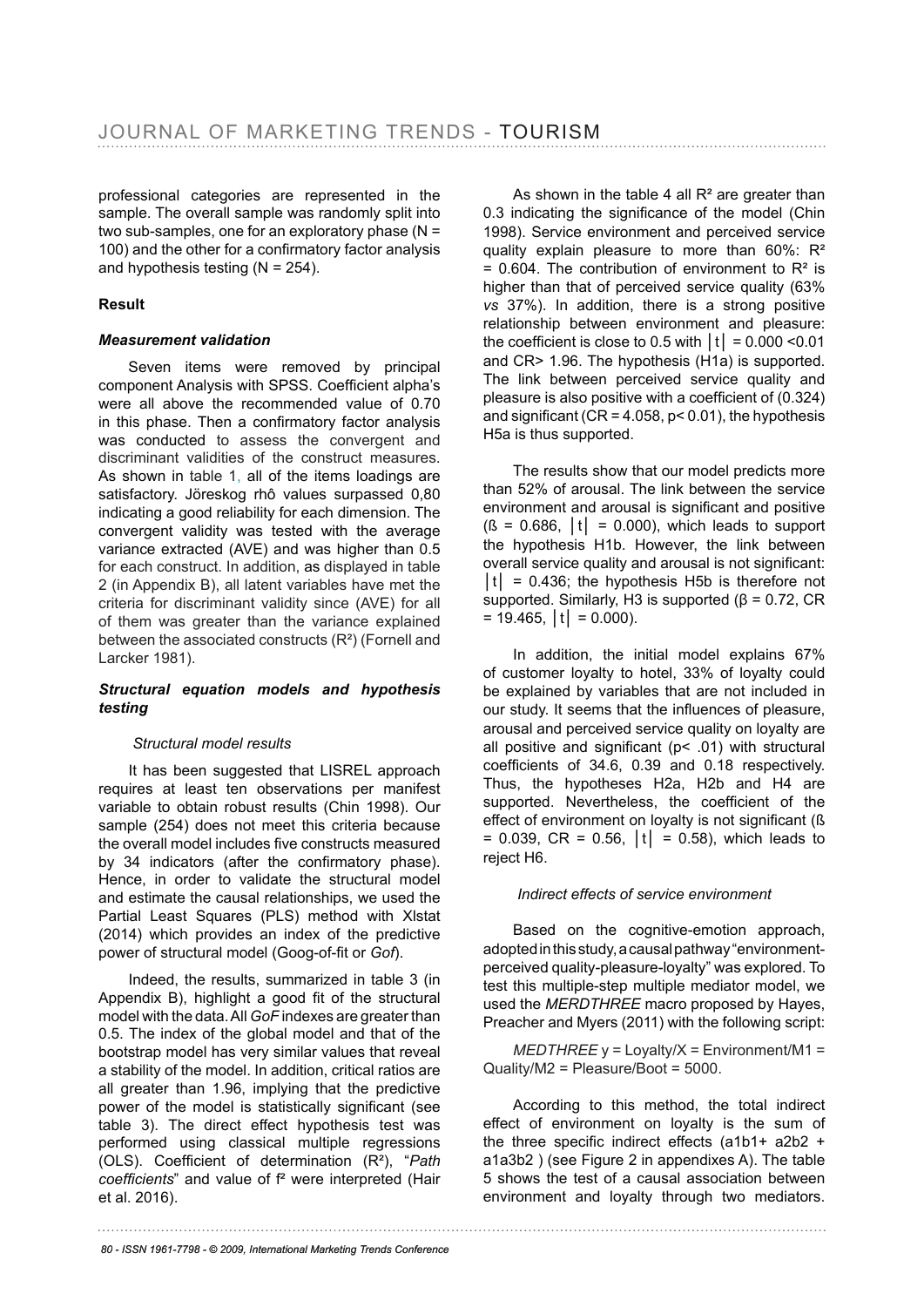professional categories are represented in the sample. The overall sample was randomly split into two sub-samples, one for an exploratory phase (N = 100) and the other for a confirmatory factor analysis and hypothesis testing (N = 254).

**Result**

***Measurement validation***

Seven items were removed by principal component Analysis with SPSS. Coefficient alpha's were all above the recommended value of 0.70 in this phase. Then a confirmatory factor analysis was conducted to assess the convergent and discriminant validities of the construct measures. As shown in table 1, all of the items loadings are satisfactory. Jöreskog rhô values surpassed 0,80 indicating a good reliability for each dimension. The convergent validity was tested with the average variance extracted (AVE) and was higher than 0.5 for each construct. In addition, as displayed in table 2 (in Appendix B), all latent variables have met the criteria for discriminant validity since (AVE) for all of them was greater than the variance explained between the associated constructs ($R^2$) (Fornell and Larcker 1981).

***Structural equation models and hypothesis testing***

*Structural model results*

It has been suggested that LISREL approach requires at least ten observations per manifest variable to obtain robust results (Chin 1998). Our sample (254) does not meet this criteria because the overall model includes five constructs measured by 34 indicators (after the confirmatory phase). Hence, in order to validate the structural model and estimate the causal relationships, we used the Partial Least Squares (PLS) method with Xlstat (2014) which provides an index of the predictive power of structural model (Goog-of-fit or *Gof*).

Indeed, the results, summarized in table 3 (in Appendix B), highlight a good fit of the structural model with the data. All *GoF* indexes are greater than 0.5. The index of the global model and that of the bootstrap model has very similar values that reveal a stability of the model. In addition, critical ratios are all greater than 1.96, implying that the predictive power of the model is statistically significant (see table 3). The direct effect hypothesis test was performed using classical multiple regressions (OLS). Coefficient of determination ($R^2$), "*Path coefficients*" and value of $f^2$ were interpreted (Hair et al. 2016).

As shown in the table 4 all $R^2$ are greater than 0.3 indicating the significance of the model (Chin 1998). Service environment and perceived service quality explain pleasure to more than 60%: $R^2 = 0.604$. The contribution of environment to $R^2$ is higher than that of perceived service quality (63% *vs* 37%). In addition, there is a strong positive relationship between environment and pleasure: the coefficient is close to 0.5 with $|t| = 0.000 < 0.01$ and CR> 1.96. The hypothesis (H1a) is supported. The link between perceived service quality and pleasure is also positive with a coefficient of (0.324) and significant (CR = 4.058, $p < 0.01$), the hypothesis H5a is thus supported.

The results show that our model predicts more than 52% of arousal. The link between the service environment and arousal is significant and positive ($\beta = 0.686$, $|t| = 0.000$), which leads to support the hypothesis H1b. However, the link between overall service quality and arousal is not significant: $|t| = 0.436$; the hypothesis H5b is therefore not supported. Similarly, H3 is supported ($\beta = 0.72$, CR = 19.465, $|t| = 0.000$).

In addition, the initial model explains 67% of customer loyalty to hotel, 33% of loyalty could be explained by variables that are not included in our study. It seems that the influences of pleasure, arousal and perceived service quality on loyalty are all positive and significant ($p < .01$) with structural coefficients of 34.6, 0.39 and 0.18 respectively. Thus, the hypotheses H2a, H2b and H4 are supported. Nevertheless, the coefficient of the effect of environment on loyalty is not significant ($\beta = 0.039$, CR = 0.56, $|t| = 0.58$), which leads to reject H6.

*Indirect effects of service environment*

Based on the cognitive-emotion approach, adopted in this study, a causal pathway "environment-perceived quality-pleasure-loyalty" was explored. To test this multiple-step multiple mediator model, we used the *MERDTHREE* macro proposed by Hayes, Preacher and Myers (2011) with the following script:

*MEDTHREE* y = Loyalty/X = Environment/M1 = Quality/M2 = Pleasure/Boot = 5000.

According to this method, the total indirect effect of environment on loyalty is the sum of the three specific indirect effects ($a_1b_1 + a_2b_2 + a_1a_3b_2$) (see Figure 2 in appendixes A). The table 5 shows the test of a causal association between environment and loyalty through two mediators.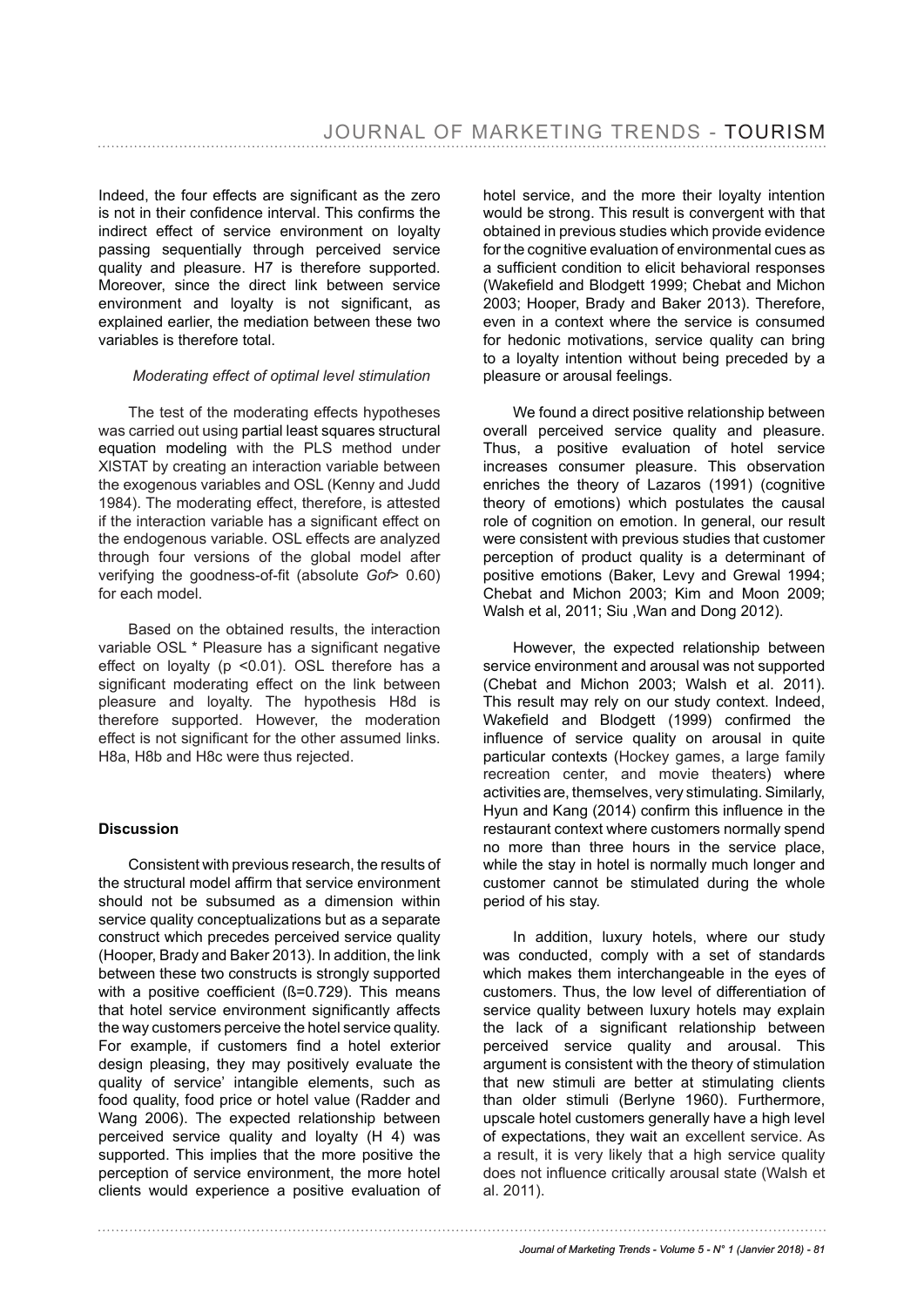Indeed, the four effects are significant as the zero is not in their confidence interval. This confirms the indirect effect of service environment on loyalty passing sequentially through perceived service quality and pleasure. H7 is therefore supported. Moreover, since the direct link between service environment and loyalty is not significant, as explained earlier, the mediation between these two variables is therefore total.

*Moderating effect of optimal level stimulation*

The test of the moderating effects hypotheses was carried out using partial least squares structural equation modeling with the PLS method under XISTAT by creating an interaction variable between the exogenous variables and OSL (Kenny and Judd 1984). The moderating effect, therefore, is attested if the interaction variable has a significant effect on the endogenous variable. OSL effects are analyzed through four versions of the global model after verifying the goodness-of-fit (absolute *Gof*> 0.60) for each model.

Based on the obtained results, the interaction variable OSL * Pleasure has a significant negative effect on loyalty ($p < 0.01$). OSL therefore has a significant moderating effect on the link between pleasure and loyalty. The hypothesis H8d is therefore supported. However, the moderation effect is not significant for the other assumed links. H8a, H8b and H8c were thus rejected.

**Discussion**

Consistent with previous research, the results of the structural model affirm that service environment should not be subsumed as a dimension within service quality conceptualizations but as a separate construct which precedes perceived service quality (Hooper, Brady and Baker 2013). In addition, the link between these two constructs is strongly supported with a positive coefficient (ß=0.729). This means that hotel service environment significantly affects the way customers perceive the hotel service quality. For example, if customers find a hotel exterior design pleasing, they may positively evaluate the quality of service' intangible elements, such as food quality, food price or hotel value (Radder and Wang 2006). The expected relationship between perceived service quality and loyalty (H 4) was supported. This implies that the more positive the perception of service environment, the more hotel clients would experience a positive evaluation of hotel service, and the more their loyalty intention would be strong. This result is convergent with that obtained in previous studies which provide evidence for the cognitive evaluation of environmental cues as a sufficient condition to elicit behavioral responses (Wakefield and Blodgett 1999; Chebat and Michon 2003; Hooper, Brady and Baker 2013). Therefore, even in a context where the service is consumed for hedonic motivations, service quality can bring to a loyalty intention without being preceded by a pleasure or arousal feelings.

We found a direct positive relationship between overall perceived service quality and pleasure. Thus, a positive evaluation of hotel service increases consumer pleasure. This observation enriches the theory of Lazaros (1991) (cognitive theory of emotions) which postulates the causal role of cognition on emotion. In general, our result were consistent with previous studies that customer perception of product quality is a determinant of positive emotions (Baker, Levy and Grewal 1994; Chebat and Michon 2003; Kim and Moon 2009; Walsh et al, 2011; Siu ,Wan and Dong 2012).

However, the expected relationship between service environment and arousal was not supported (Chebat and Michon 2003; Walsh et al. 2011). This result may rely on our study context. Indeed, Wakefield and Blodgett (1999) confirmed the influence of service quality on arousal in quite particular contexts (Hockey games, a large family recreation center, and movie theaters) where activities are, themselves, very stimulating. Similarly, Hyun and Kang (2014) confirm this influence in the restaurant context where customers normally spend no more than three hours in the service place, while the stay in hotel is normally much longer and customer cannot be stimulated during the whole period of his stay.

In addition, luxury hotels, where our study was conducted, comply with a set of standards which makes them interchangeable in the eyes of customers. Thus, the low level of differentiation of service quality between luxury hotels may explain the lack of a significant relationship between perceived service quality and arousal. This argument is consistent with the theory of stimulation that new stimuli are better at stimulating clients than older stimuli (Berlyne 1960). Furthermore, upscale hotel customers generally have a high level of expectations, they wait an excellent service. As a result, it is very likely that a high service quality does not influence critically arousal state (Walsh et al. 2011).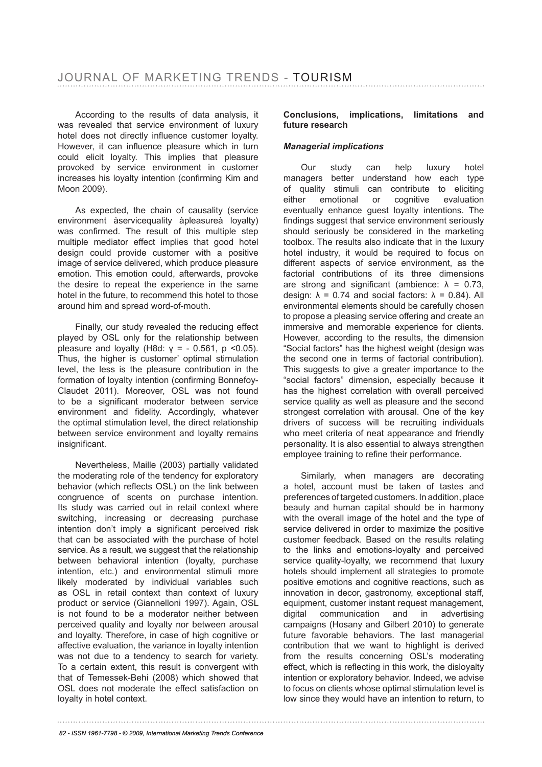According to the results of data analysis, it was revealed that service environment of luxury hotel does not directly influence customer loyalty. However, it can influence pleasure which in turn could elicit loyalty. This implies that pleasure provoked by service environment in customer increases his loyalty intention (confirming Kim and Moon 2009).

As expected, the chain of causality (service environment àservicequality àpleasureà loyalty) was confirmed. The result of this multiple step multiple mediator effect implies that good hotel design could provide customer with a positive image of service delivered, which produce pleasure emotion. This emotion could, afterwards, provoke the desire to repeat the experience in the same hotel in the future, to recommend this hotel to those around him and spread word-of-mouth.

Finally, our study revealed the reducing effect played by OSL only for the relationship between pleasure and loyalty (H8d: $\gamma = -0.561$, $p < 0.05$). Thus, the higher is customer' optimal stimulation level, the less is the pleasure contribution in the formation of loyalty intention (confirming Bonnefoy-Claudet 2011). Moreover, OSL was not found to be a significant moderator between service environment and fidelity. Accordingly, whatever the optimal stimulation level, the direct relationship between service environment and loyalty remains insignificant.

Nevertheless, Maille (2003) partially validated the moderating role of the tendency for exploratory behavior (which reflects OSL) on the link between congruence of scents on purchase intention. Its study was carried out in retail context where switching, increasing or decreasing purchase intention don't imply a significant perceived risk that can be associated with the purchase of hotel service. As a result, we suggest that the relationship between behavioral intention (loyalty, purchase intention, etc.) and environmental stimuli more likely moderated by individual variables such as OSL in retail context than context of luxury product or service (Giannelloni 1997). Again, OSL is not found to be a moderator neither between perceived quality and loyalty nor between arousal and loyalty. Therefore, in case of high cognitive or affective evaluation, the variance in loyalty intention was not due to a tendency to search for variety. To a certain extent, this result is convergent with that of Temessek-Behi (2008) which showed that OSL does not moderate the effect satisfaction on loyalty in hotel context.

**Conclusions, implications, limitations and future research**

***Managerial implications***

Our study can help luxury hotel managers better understand how each type of quality stimuli can contribute to eliciting either emotional or cognitive evaluation eventually enhance guest loyalty intentions. The findings suggest that service environment seriously should seriously be considered in the marketing toolbox. The results also indicate that in the luxury hotel industry, it would be required to focus on different aspects of service environment, as the factorial contributions of its three dimensions are strong and significant (ambience: $\lambda = 0.73$, design: $\lambda = 0.74$ and social factors: $\lambda = 0.84$). All environmental elements should be carefully chosen to propose a pleasing service offering and create an immersive and memorable experience for clients. However, according to the results, the dimension "Social factors" has the highest weight (design was the second one in terms of factorial contribution). This suggests to give a greater importance to the "social factors" dimension, especially because it has the highest correlation with overall perceived service quality as well as pleasure and the second strongest correlation with arousal. One of the key drivers of success will be recruiting individuals who meet criteria of neat appearance and friendly personality. It is also essential to always strengthen employee training to refine their performance.

Similarly, when managers are decorating a hotel, account must be taken of tastes and preferences of targeted customers. In addition, place beauty and human capital should be in harmony with the overall image of the hotel and the type of service delivered in order to maximize the positive customer feedback. Based on the results relating to the links and emotions-loyalty and perceived service quality-loyalty, we recommend that luxury hotels should implement all strategies to promote positive emotions and cognitive reactions, such as innovation in decor, gastronomy, exceptional staff, equipment, customer instant request management, digital communication and in advertising campaigns (Hosany and Gilbert 2010) to generate future favorable behaviors. The last managerial contribution that we want to highlight is derived from the results concerning OSL's moderating effect, which is reflecting in this work, the disloyalty intention or exploratory behavior. Indeed, we advise to focus on clients whose optimal stimulation level is low since they would have an intention to return, to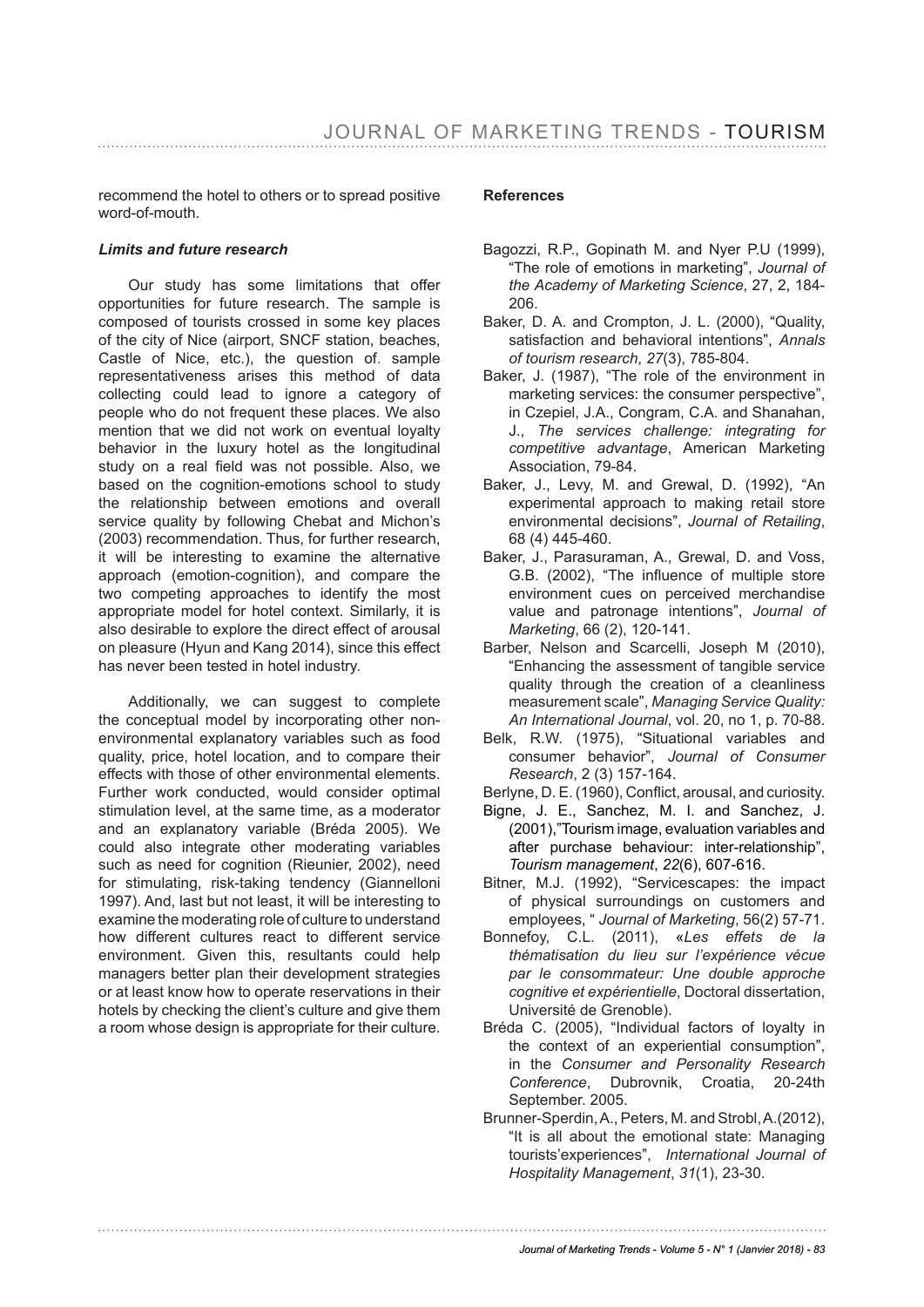recommend the hotel to others or to spread positive word-of-mouth.

### *Limits and future research*

Our study has some limitations that offer opportunities for future research. The sample is composed of tourists crossed in some key places of the city of Nice (airport, SNCF station, beaches, Castle of Nice, etc.), the question of. sample representativeness arises this method of data collecting could lead to ignore a category of people who do not frequent these places. We also mention that we did not work on eventual loyalty behavior in the luxury hotel as the longitudinal study on a real field was not possible. Also, we based on the cognition-emotions school to study the relationship between emotions and overall service quality by following Chebat and Michon's (2003) recommendation. Thus, for further research, it will be interesting to examine the alternative approach (emotion-cognition), and compare the two competing approaches to identify the most appropriate model for hotel context. Similarly, it is also desirable to explore the direct effect of arousal on pleasure (Hyun and Kang 2014), since this effect has never been tested in hotel industry.

Additionally, we can suggest to complete the conceptual model by incorporating other non-environmental explanatory variables such as food quality, price, hotel location, and to compare their effects with those of other environmental elements. Further work conducted, would consider optimal stimulation level, at the same time, as a moderator and an explanatory variable (Bréda 2005). We could also integrate other moderating variables such as need for cognition (Rieunier, 2002), need for stimulating, risk-taking tendency (Giannelloni 1997). And, last but not least, it will be interesting to examine the moderating role of culture to understand how different cultures react to different service environment. Given this, resultants could help managers better plan their development strategies or at least know how to operate reservations in their hotels by checking the client's culture and give them a room whose design is appropriate for their culture.

### References

Bagozzi, R.P., Gopinath M. and Nyer P.U (1999), "The role of emotions in marketing", *Journal of the Academy of Marketing Science*, 27, 2, 184-206.

Baker, D. A. and Crompton, J. L. (2000), "Quality, satisfaction and behavioral intentions", *Annals of tourism research*, *27*(3), 785-804.

Baker, J. (1987), "The role of the environment in marketing services: the consumer perspective", in Czepiel, J.A., Congram, C.A. and Shanahan, J., *The services challenge: integrating for competitive advantage*, American Marketing Association, 79-84.

Baker, J., Levy, M. and Grewal, D. (1992), "An experimental approach to making retail store environmental decisions", *Journal of Retailing*, 68 (4) 445-460.

Baker, J., Parasuraman, A., Grewal, D. and Voss, G.B. (2002), "The influence of multiple store environment cues on perceived merchandise value and patronage intentions", *Journal of Marketing*, 66 (2), 120-141.

Barber, Nelson and Scarcelli, Joseph M (2010), "Enhancing the assessment of tangible service quality through the creation of a cleanliness measurement scale", *Managing Service Quality: An International Journal*, vol. 20, no 1, p. 70-88.

Belk, R.W. (1975), "Situational variables and consumer behavior", *Journal of Consumer Research*, 2 (3) 157-164.

Berlyne, D. E. (1960), Conflict, arousal, and curiosity.

Bigne, J. E., Sanchez, M. I. and Sanchez, J. (2001),"Tourism image, evaluation variables and after purchase behaviour: inter-relationship", *Tourism management*, *22*(6), 607-616.

Bitner, M.J. (1992), "Servicescapes: the impact of physical surroundings on customers and employees, " *Journal of Marketing*, 56(2) 57-71.

Bonnefoy, C.L. (2011), «*Les effets de la thématisation du lieu sur l'expérience vécue par le consommateur: Une double approche cognitive et expérientielle*, Doctoral dissertation, Université de Grenoble).

Bréda C. (2005), "Individual factors of loyalty in the context of an experiential consumption", in the *Consumer and Personality Research Conference*, Dubrovnik, Croatia, 20-24th September. 2005.

Brunner-Sperdin, A., Peters, M. and Strobl, A.(2012), "It is all about the emotional state: Managing tourists'experiences", *International Journal of Hospitality Management*, *31*(1), 23-30.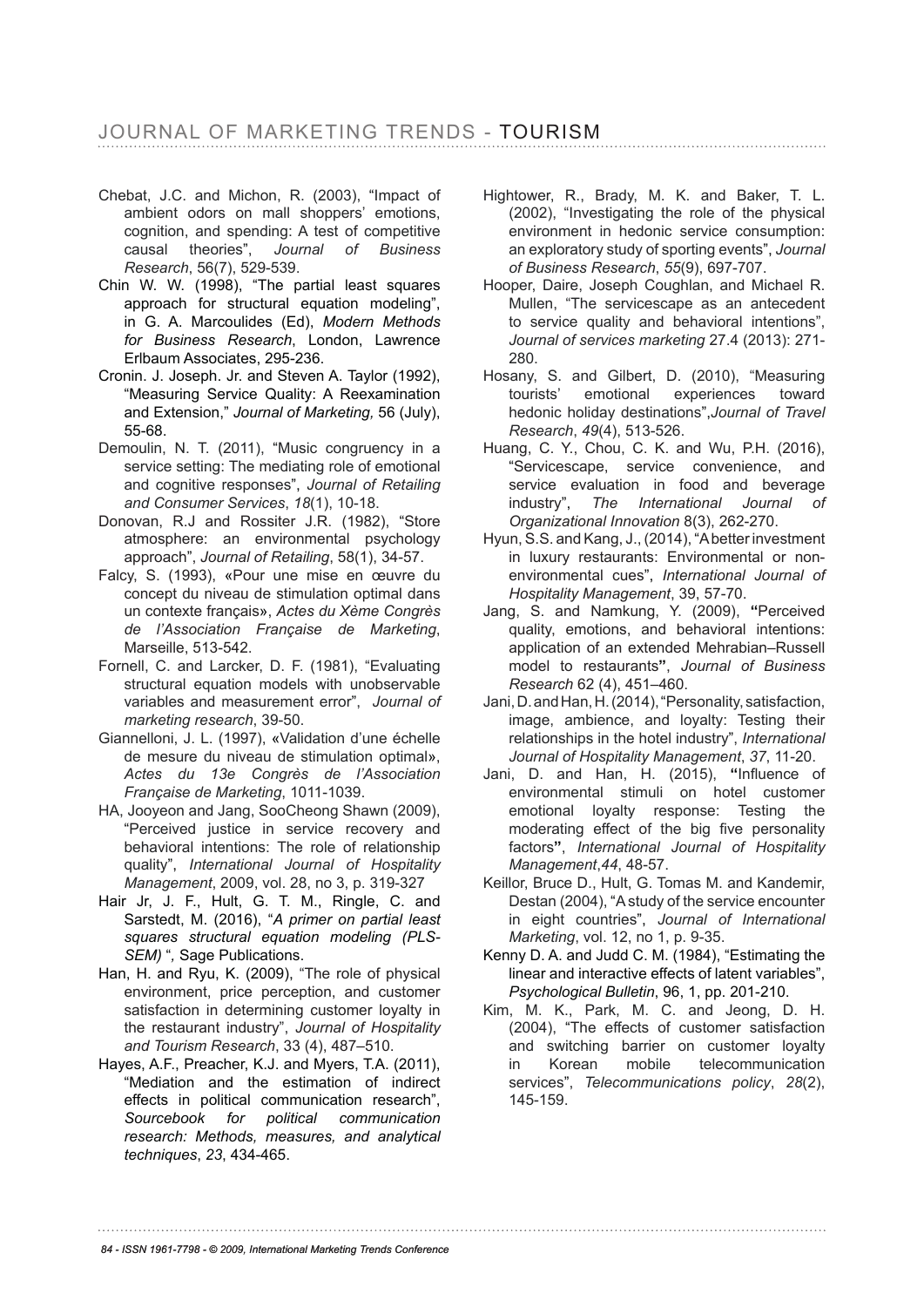Chebat, J.C. and Michon, R. (2003), "Impact of ambient odors on mall shoppers' emotions, cognition, and spending: A test of competitive causal theories", *Journal of Business Research*, 56(7), 529-539.

Chin W. W. (1998), "The partial least squares approach for structural equation modeling", in G. A. Marcoulides (Ed), *Modern Methods for Business Research*, London, Lawrence Erlbaum Associates, 295-236.

Cronin. J. Joseph. Jr. and Steven A. Taylor (1992), "Measuring Service Quality: A Reexamination and Extension," *Journal of Marketing,* 56 (July), 55-68.

Demoulin, N. T. (2011), "Music congruency in a service setting: The mediating role of emotional and cognitive responses", *Journal of Retailing and Consumer Services*, *18*(1), 10-18.

Donovan, R.J and Rossiter J.R. (1982), "Store atmosphere: an environmental psychology approach", *Journal of Retailing*, 58(1), 34-57.

Falcy, S. (1993), «Pour une mise en œuvre du concept du niveau de stimulation optimal dans un contexte français», *Actes du Xème Congrès de l'Association Française de Marketing*, Marseille, 513-542.

Fornell, C. and Larcker, D. F. (1981), "Evaluating structural equation models with unobservable variables and measurement error", *Journal of marketing research*, 39-50.

Giannelloni, J. L. (1997), «Validation d'une échelle de mesure du niveau de stimulation optimal», *Actes du 13e Congrès de l'Association Française de Marketing*, 1011-1039.

HA, Jooyeon and Jang, SooCheong Shawn (2009), "Perceived justice in service recovery and behavioral intentions: The role of relationship quality", *International Journal of Hospitality Management*, 2009, vol. 28, no 3, p. 319-327

Hair Jr, J. F., Hult, G. T. M., Ringle, C. and Sarstedt, M. (2016), "*A primer on partial least squares structural equation modeling (PLS-SEM)* ", Sage Publications.

Han, H. and Ryu, K. (2009), "The role of physical environment, price perception, and customer satisfaction in determining customer loyalty in the restaurant industry", *Journal of Hospitality and Tourism Research*, 33 (4), 487–510.

Hayes, A.F., Preacher, K.J. and Myers, T.A. (2011), "Mediation and the estimation of indirect effects in political communication research", *Sourcebook for political communication research: Methods, measures, and analytical techniques*, *23*, 434-465.

Hightower, R., Brady, M. K. and Baker, T. L. (2002), "Investigating the role of the physical environment in hedonic service consumption: an exploratory study of sporting events", *Journal of Business Research*, *55*(9), 697-707.

Hooper, Daire, Joseph Coughlan, and Michael R. Mullen, "The servicescape as an antecedent to service quality and behavioral intentions", *Journal of services marketing* 27.4 (2013): 271-280.

Hosany, S. and Gilbert, D. (2010), "Measuring tourists' emotional experiences toward hedonic holiday destinations",*Journal of Travel Research*, *49*(4), 513-526.

Huang, C. Y., Chou, C. K. and Wu, P.H. (2016), "Servicescape, service convenience, and service evaluation in food and beverage industry", *The International Journal of Organizational Innovation* 8(3), 262-270.

Hyun, S.S. and Kang, J., (2014), "A better investment in luxury restaurants: Environmental or non-environmental cues", *International Journal of Hospitality Management*, 39, 57-70.

Jang, S. and Namkung, Y. (2009), **"**Perceived quality, emotions, and behavioral intentions: application of an extended Mehrabian–Russell model to restaurants**"**, *Journal of Business Research* 62 (4), 451–460.

Jani, D. and Han, H. (2014), "Personality, satisfaction, image, ambience, and loyalty: Testing their relationships in the hotel industry", *International Journal of Hospitality Management*, *37*, 11-20.

Jani, D. and Han, H. (2015), **"**Influence of environmental stimuli on hotel customer emotional loyalty response: Testing the moderating effect of the big five personality factors**"**, *International Journal of Hospitality Management*,*44*, 48-57.

Keillor, Bruce D., Hult, G. Tomas M. and Kandemir, Destan (2004), "A study of the service encounter in eight countries", *Journal of International Marketing*, vol. 12, no 1, p. 9-35.

Kenny D. A. and Judd C. M. (1984), "Estimating the linear and interactive effects of latent variables", *Psychological Bulletin*, 96, 1, pp. 201-210.

Kim, M. K., Park, M. C. and Jeong, D. H. (2004), "The effects of customer satisfaction and switching barrier on customer loyalty in Korean mobile telecommunication services", *Telecommunications policy*, *28*(2), 145-159.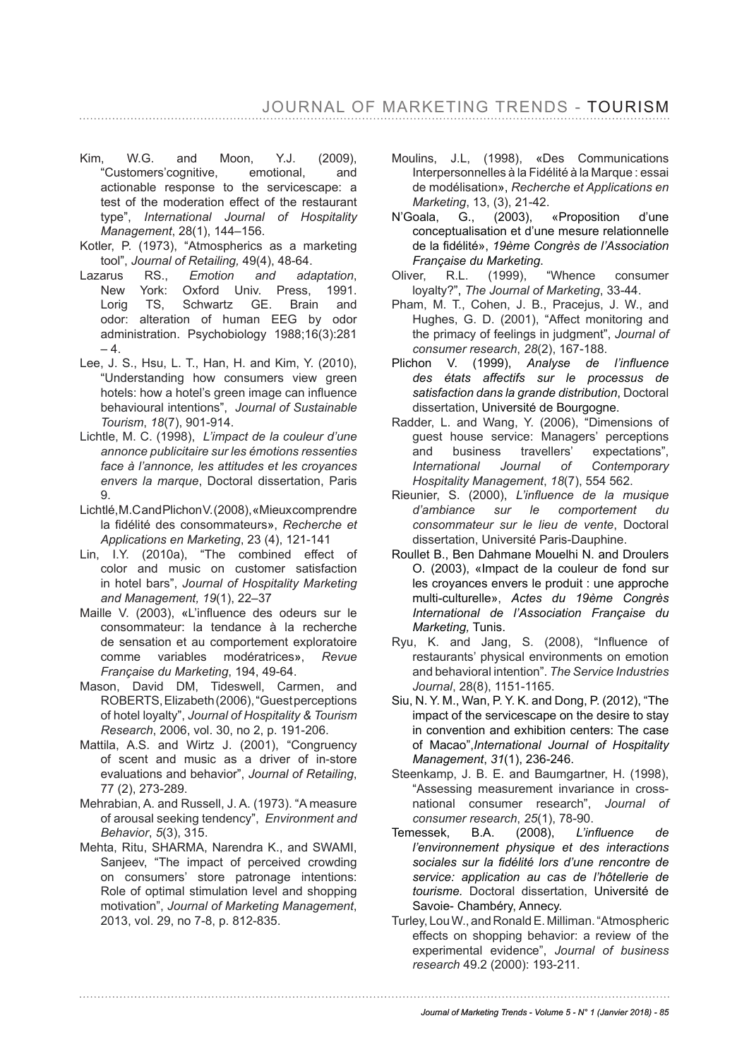Kim, W.G. and Moon, Y.J. (2009), "Customers'cognitive, emotional, and actionable response to the servicescape: a test of the moderation effect of the restaurant type", *International Journal of Hospitality Management*, 28(1), 144–156.

Kotler, P. (1973), "Atmospherics as a marketing tool", *Journal of Retailing,* 49(4), 48-64.

Lazarus RS., *Emotion and adaptation*, New York: Oxford Univ. Press, 1991. Lorig TS, Schwartz GE. Brain and odor: alteration of human EEG by odor administration. Psychobiology 1988;16(3):281 – 4.

Lee, J. S., Hsu, L. T., Han, H. and Kim, Y. (2010), "Understanding how consumers view green hotels: how a hotel's green image can influence behavioural intentions", *Journal of Sustainable Tourism*, *18*(7), 901-914.

Lichtle, M. C. (1998), *L'impact de la couleur d'une annonce publicitaire sur les émotions ressenties face à l'annonce, les attitudes et les croyances envers la marque*, Doctoral dissertation, Paris 9.

Lichtlé, M.C and Plichon V. (2008), «Mieux comprendre la fidélité des consommateurs», *Recherche et Applications en Marketing*, 23 (4), 121-141

Lin, I.Y. (2010a), "The combined effect of color and music on customer satisfaction in hotel bars", *Journal of Hospitality Marketing and Management, 19*(1), 22–37

Maille V. (2003), «L'influence des odeurs sur le consommateur: la tendance à la recherche de sensation et au comportement exploratoire comme variables modératrices», *Revue Française du Marketing*, 194, 49-64.

Mason, David DM, Tideswell, Carmen, and ROBERTS, Elizabeth (2006), "Guest perceptions of hotel loyalty", *Journal of Hospitality & Tourism Research*, 2006, vol. 30, no 2, p. 191-206.

Mattila, A.S. and Wirtz J. (2001), "Congruency of scent and music as a driver of in-store evaluations and behavior", *Journal of Retailing*, 77 (2), 273-289.

Mehrabian, A. and Russell, J. A. (1973). "A measure of arousal seeking tendency", *Environment and Behavior*, *5*(3), 315.

Mehta, Ritu, SHARMA, Narendra K., and SWAMI, Sanjeev, "The impact of perceived crowding on consumers' store patronage intentions: Role of optimal stimulation level and shopping motivation", *Journal of Marketing Management*, 2013, vol. 29, no 7-8, p. 812-835.

Moulins, J.L, (1998), «Des Communications Interpersonnelles à la Fidélité à la Marque : essai de modélisation», *Recherche et Applications en Marketing*, 13, (3), 21-42.

N'Goala, G., (2003), «Proposition d'une conceptualisation et d'une mesure relationnelle de la fidélité», *19ème Congrès de l'Association Française du Marketing*.

Oliver, R.L. (1999), "Whence consumer loyalty?", *The Journal of Marketing*, 33-44.

Pham, M. T., Cohen, J. B., Pracejus, J. W., and Hughes, G. D. (2001), "Affect monitoring and the primacy of feelings in judgment", *Journal of consumer research*, *28*(2), 167-188.

Plichon V. (1999), *Analyse de l'influence des états affectifs sur le processus de satisfaction dans la grande distribution*, Doctoral dissertation, Université de Bourgogne.

Radder, L. and Wang, Y. (2006), "Dimensions of guest house service: Managers' perceptions and business travellers' expectations", *International Journal of Contemporary Hospitality Management*, *18*(7), 554 562.

Rieunier, S. (2000), *L'influence de la musique d'ambiance sur le comportement du consommateur sur le lieu de vente*, Doctoral dissertation, Université Paris-Dauphine.

Roullet B., Ben Dahmane Mouelhi N. and Droulers O. (2003), «Impact de la couleur de fond sur les croyances envers le produit : une approche multi-culturelle», *Actes du 19ème Congrès International de l'Association Française du Marketing,* Tunis.

Ryu, K. and Jang, S. (2008), "Influence of restaurants' physical environments on emotion and behavioral intention". *The Service Industries Journal*, 28(8), 1151-1165.

Siu, N. Y. M., Wan, P. Y. K. and Dong, P. (2012), "The impact of the servicescape on the desire to stay in convention and exhibition centers: The case of Macao",*International Journal of Hospitality Management*, *31*(1), 236-246.

Steenkamp, J. B. E. and Baumgartner, H. (1998), "Assessing measurement invariance in cross-national consumer research", *Journal of consumer research*, *25*(1), 78-90.

Temessek, B.A. (2008), *L'influence de l'environnement physique et des interactions sociales sur la fidélité lors d'une rencontre de service: application au cas de l'hôtellerie de tourisme.* Doctoral dissertation, Université de Savoie- Chambéry, Annecy.

Turley, Lou W., and Ronald E. Milliman. "Atmospheric effects on shopping behavior: a review of the experimental evidence", *Journal of business research* 49.2 (2000): 193-211.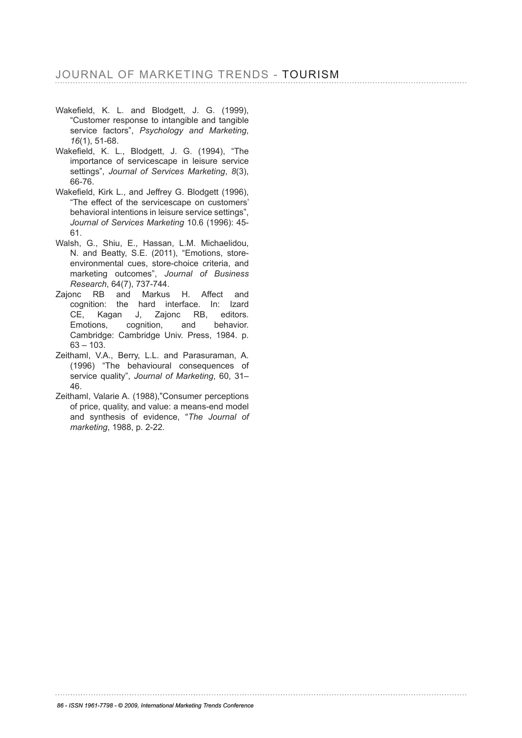Wakefield, K. L. and Blodgett, J. G. (1999), "Customer response to intangible and tangible service factors", *Psychology and Marketing*, *16*(1), 51-68.

Wakefield, K. L., Blodgett, J. G. (1994), "The importance of servicescape in leisure service settings", *Journal of Services Marketing*, *8*(3), 66-76.

Wakefield, Kirk L., and Jeffrey G. Blodgett (1996), "The effect of the servicescape on customers' behavioral intentions in leisure service settings", *Journal of Services Marketing* 10.6 (1996): 45-61.

Walsh, G., Shiu, E., Hassan, L.M. Michaelidou, N. and Beatty, S.E. (2011), "Emotions, store-environmental cues, store-choice criteria, and marketing outcomes", *Journal of Business Research*, 64(7), 737-744.

Zajonc RB and Markus H. Affect and cognition: the hard interface. In: Izard CE, Kagan J, Zajonc RB, editors. Emotions, cognition, and behavior. Cambridge: Cambridge Univ. Press, 1984. p. 63 – 103.

Zeithaml, V.A., Berry, L.L. and Parasuraman, A. (1996) "The behavioural consequences of service quality", *Journal of Marketing*, 60, 31–46.

Zeithaml, Valarie A. (1988),"Consumer perceptions of price, quality, and value: a means-end model and synthesis of evidence, "*The Journal of marketing*, 1988, p. 2-22.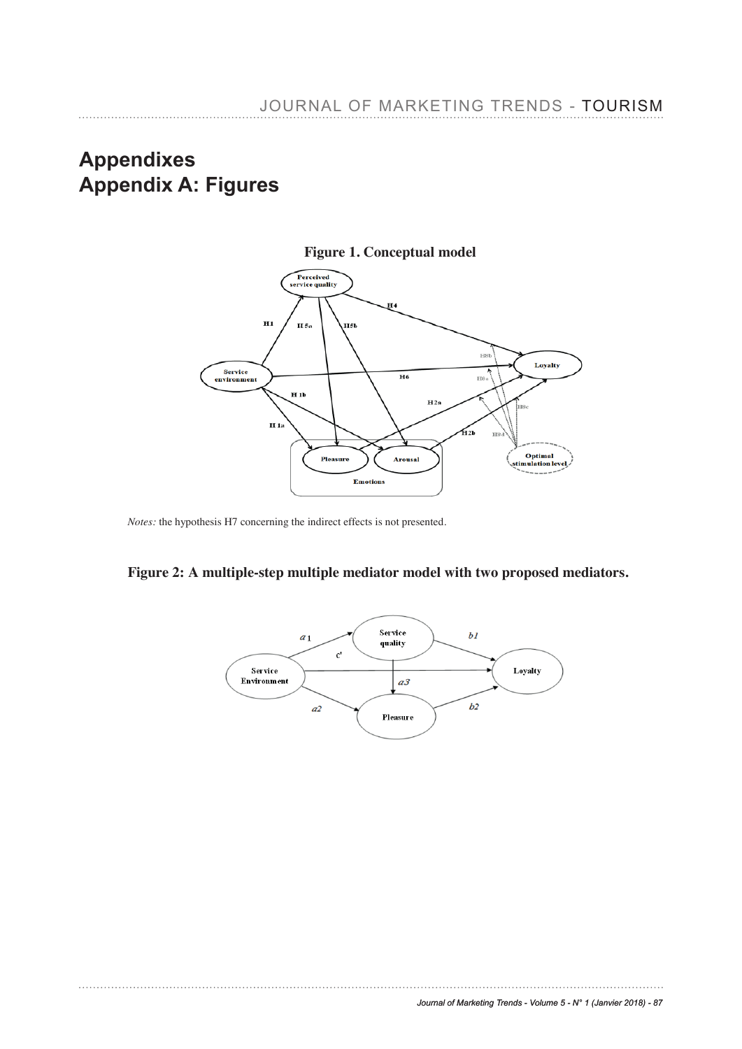# Appendixes

## Appendix A: Figures

**Figure 1. Conceptual model**

Perceived service quality

H1

H 5a

H5b

H4

Service environment

H6

Loyalty

H8b

H8a

H8c

H8d

H 1b

H 1a

H2a

H2b

Pleasure

Arousal

Emotions

Optimal stimulation level

*Notes:* the hypothesis H7 concerning the indirect effects is not presented.

**Figure 2: A multiple-step multiple mediator model with two proposed mediators.**

Service quality

$a1$

$b1$

c'

Service Environment

Loyalty

$a3$

$a2$

$b2$

Pleasure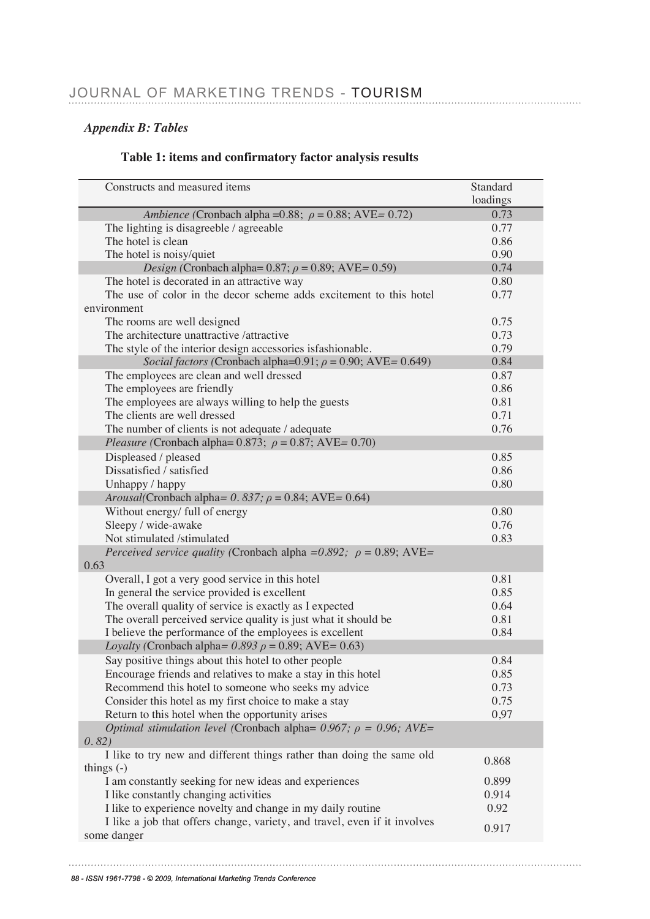### *Appendix B: Tables*

#### Table 1: items and confirmatory factor analysis results

| Constructs and measured items | Standard loadings |
|---|---|
| *Ambience (*Cronbach alpha =0.88; $\rho$ = 0.88; AVE= 0.72) | 0.73 |
| The lighting is disagreeble / agreeable | 0.77 |
| The hotel is clean | 0.86 |
| The hotel is noisy/quiet | 0.90 |
| *Design (*Cronbach alpha= 0.87; $\rho$ = 0.89; AVE= 0.59) | 0.74 |
| The hotel is decorated in an attractive way | 0.80 |
| The use of color in the decor scheme adds excitement to this hotel environment | 0.77 |
| The rooms are well designed | 0.75 |
| The architecture unattractive /attractive | 0.73 |
| The style of the interior design accessories isfashionable. | 0.79 |
| *Social factors (*Cronbach alpha=0.91; $\rho$ = 0.90; AVE= 0.649) | 0.84 |
| The employees are clean and well dressed | 0.87 |
| The employees are friendly | 0.86 |
| The employees are always willing to help the guests | 0.81 |
| The clients are well dressed | 0.71 |
| The number of clients is not adequate / adequate | 0.76 |
| *Pleasure (*Cronbach alpha= 0.873; $\rho$ = 0.87; AVE= 0.70) | |
| Displeased / pleased | 0.85 |
| Dissatisfied / satisfied | 0.86 |
| Unhappy / happy | 0.80 |
| *Arousal(*Cronbach alpha= *0. 837;* $\rho$ = 0.84; AVE= 0.64) | |
| Without energy/ full of energy | 0.80 |
| Sleepy / wide-awake | 0.76 |
| Not stimulated /stimulated | 0.83 |
| *Perceived service quality (*Cronbach alpha *=0.892;* $\rho$ = 0.89; AVE= 0.63 | |
| Overall, I got a very good service in this hotel | 0.81 |
| In general the service provided is excellent | 0.85 |
| The overall quality of service is exactly as I expected | 0.64 |
| The overall perceived service quality is just what it should be | 0.81 |
| I believe the performance of the employees is excellent | 0.84 |
| *Loyalty (*Cronbach alpha= *0.893* $\rho$ = 0.89; AVE= 0.63) | |
| Say positive things about this hotel to other people | 0.84 |
| Encourage friends and relatives to make a stay in this hotel | 0.85 |
| Recommend this hotel to someone who seeks my advice | 0.73 |
| Consider this hotel as my first choice to make a stay | 0.75 |
| Return to this hotel when the opportunity arises | 0,97 |
| *Optimal stimulation level (*Cronbach alpha= *0.967;* $\rho$ *= 0.96; AVE= 0. 82)* | |
| I like to try new and different things rather than doing the same old things (-) | 0.868 |
| I am constantly seeking for new ideas and experiences | 0.899 |
| I like constantly changing activities | 0.914 |
| I like to experience novelty and change in my daily routine | 0.92 |
| I like a job that offers change, variety, and travel, even if it involves some danger | 0.917 |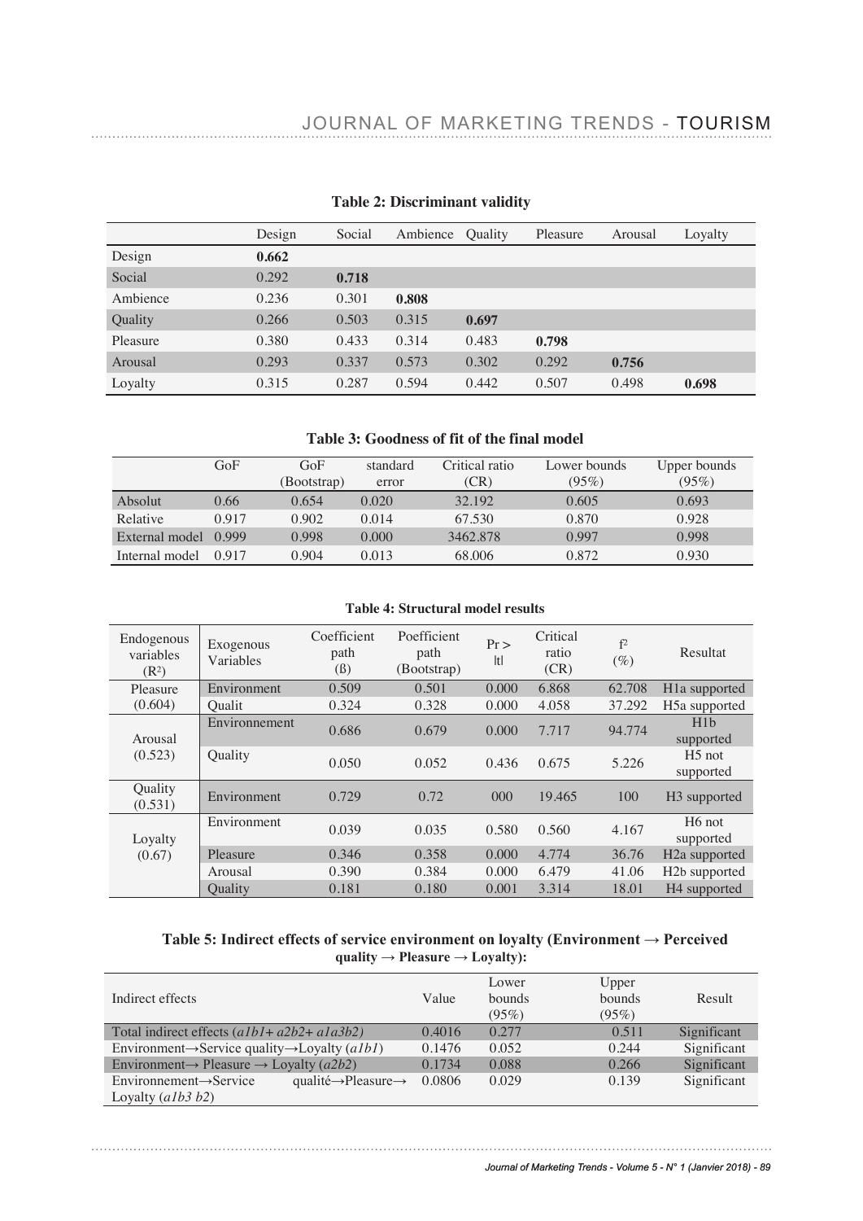**Table 2: Discriminant validity**

| | Design | Social | Ambience | Quality | Pleasure | Arousal | Loyalty |
|---|---|---|---|---|---|---|---|
| Design | **0.662** | | | | | | |
| Social | 0.292 | **0.718** | | | | | |
| Ambience | 0.236 | 0.301 | **0.808** | | | | |
| Quality | 0.266 | 0.503 | 0.315 | **0.697** | | | |
| Pleasure | 0.380 | 0.433 | 0.314 | 0.483 | **0.798** | | |
| Arousal | 0.293 | 0.337 | 0.573 | 0.302 | 0.292 | **0.756** | |
| Loyalty | 0.315 | 0.287 | 0.594 | 0.442 | 0.507 | 0.498 | **0.698** |

**Table 3: Goodness of fit of the final model**

| | GoF | GoF (Bootstrap) | standard error | Critical ratio (CR) | Lower bounds (95%) | Upper bounds (95%) |
|---|---|---|---|---|---|---|
| Absolut | 0.66 | 0.654 | 0.020 | 32.192 | 0.605 | 0.693 |
| Relative | 0.917 | 0.902 | 0.014 | 67.530 | 0.870 | 0.928 |
| External model | 0.999 | 0.998 | 0.000 | 3462.878 | 0.997 | 0.998 |
| Internal model | 0.917 | 0.904 | 0.013 | 68.006 | 0.872 | 0.930 |

**Table 4: Structural model results**

| Endogenous variables ($R^2$) | Exogenous Variables | Coefficient path (ß) | Poefficient path (Bootstrap) | Pr > \|t\| | Critical ratio (CR) | $f^2$ (%) | Resultat |
|---|---|---|---|---|---|---|---|
| Pleasure (0.604) | Environment | 0.509 | 0.501 | 0.000 | 6.868 | 62.708 | H1a supported |
| | Qualit | 0.324 | 0.328 | 0.000 | 4.058 | 37.292 | H5a supported |
| Arousal (0.523) | Environnement | 0.686 | 0.679 | 0.000 | 7.717 | 94.774 | H1b supported |
| | Quality | 0.050 | 0.052 | 0.436 | 0.675 | 5.226 | H5 not supported |
| Quality (0.531) | Environment | 0.729 | 0.72 | 000 | 19.465 | 100 | H3 supported |
| Loyalty (0.67) | Environment | 0.039 | 0.035 | 0.580 | 0.560 | 4.167 | H6 not supported |
| | Pleasure | 0.346 | 0.358 | 0.000 | 4.774 | 36.76 | H2a supported |
| | Arousal | 0.390 | 0.384 | 0.000 | 6.479 | 41.06 | H2b supported |
| | Quality | 0.181 | 0.180 | 0.001 | 3.314 | 18.01 | H4 supported |

**Table 5: Indirect effects of service environment on loyalty (Environment → Perceived quality → Pleasure → Loyalty):**

| Indirect effects | Value | Lower bounds (95%) | Upper bounds (95%) | Result |
|---|---|---|---|---|
| Total indirect effects (*a1b1+ a2b2+ a1a3b2)* | 0.4016 | 0.277 | 0.511 | Significant |
| Environment→Service quality→Loyalty (*a1b1*) | 0.1476 | 0.052 | 0.244 | Significant |
| Environment→ Pleasure → Loyalty (*a2b2*) | 0.1734 | 0.088 | 0.266 | Significant |
| Environnement→Service qualité→Pleasure→ Loyalty (*a1b3 b2*) | 0.0806 | 0.029 | 0.139 | Significant |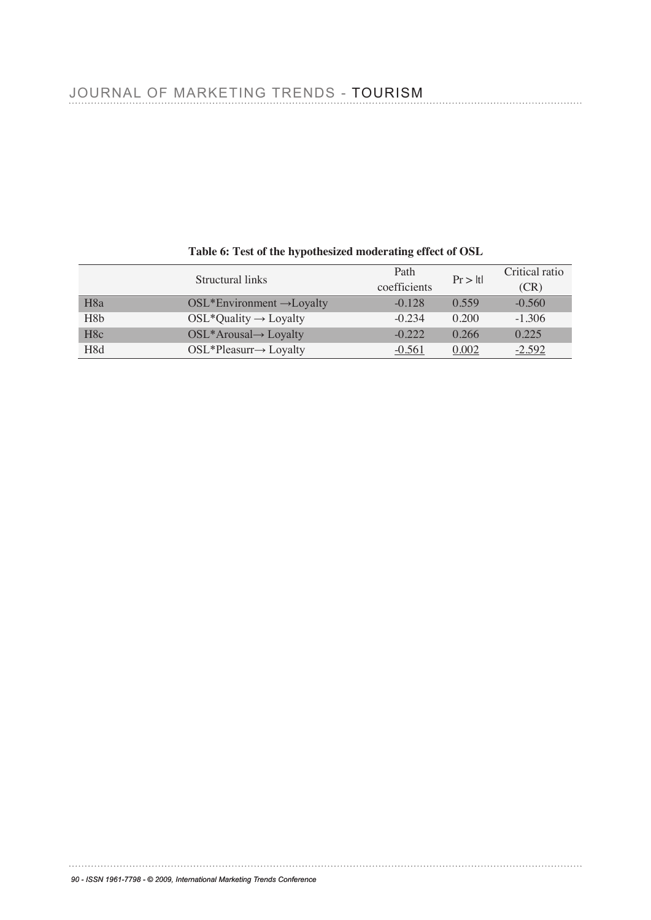**Table 6: Test of the hypothesized moderating effect of OSL**

| | Structural links | Path coefficients | Pr > \|t\| | Critical ratio (CR) |
|---|---|---|---|---|
| H8a | OSL*Environment →Loyalty | -0.128 | 0.559 | -0.560 |
| H8b | OSL*Quality → Loyalty | -0.234 | 0.200 | -1.306 |
| H8c | OSL*Arousal→ Loyalty | -0.222 | 0.266 | 0.225 |
| H8d | OSL*Pleasurr→ Loyalty | <u>-0.561</u> | <u>0.002</u> | <u>-2.592</u> |